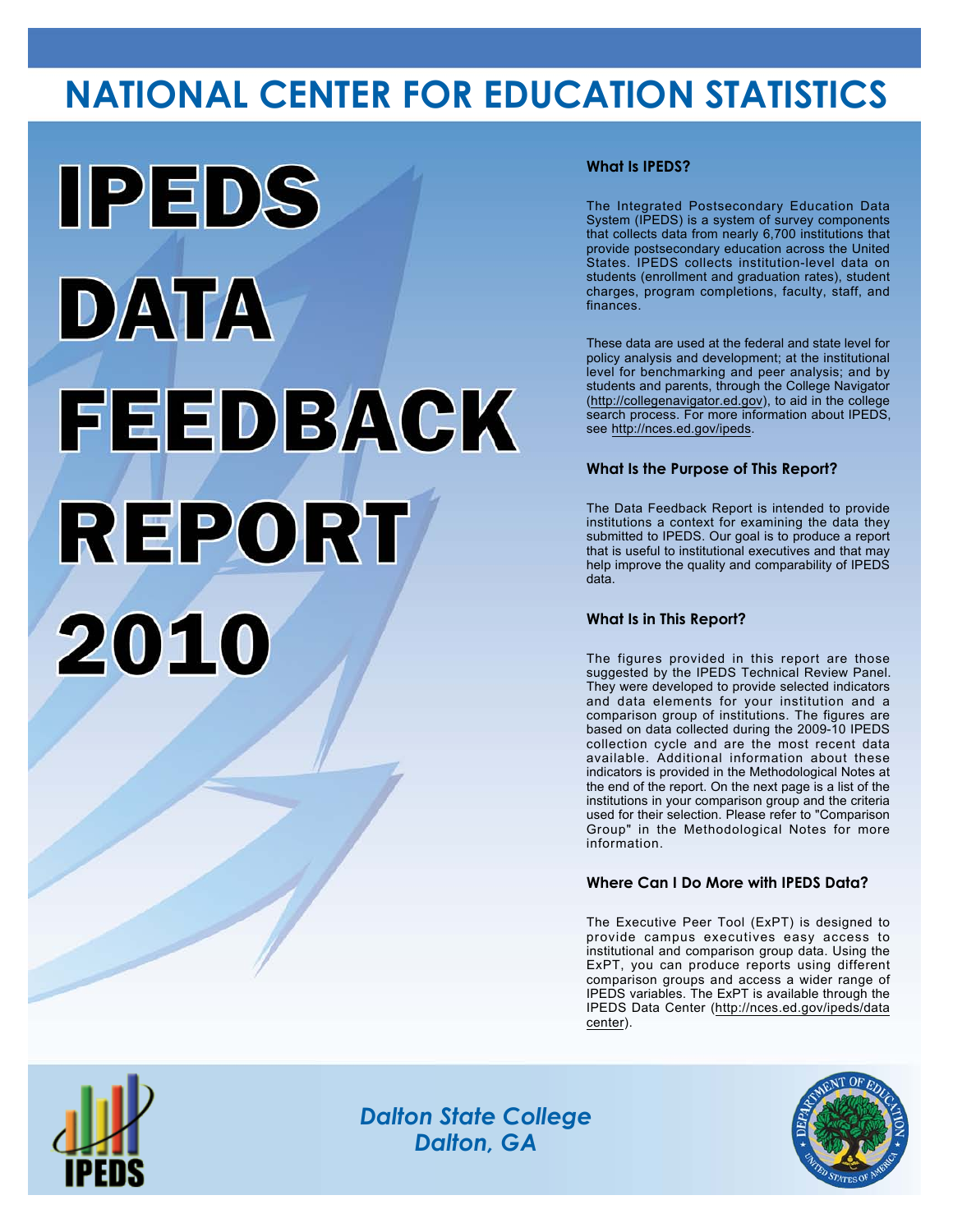# NATIONAL CENTER FOR EDUCATION STATISTICS

# IPEDS DATA FEEDBACK REPORT 2010

### What Is IPEDS?

The Integrated Postsecondary Education Data System (IPEDS) is a system of survey components that collects data from nearly 6,700 institutions that provide postsecondary education across the United States. IPEDS collects institution-level data on students (enrollment and graduation rates), student charges, program completions, faculty, staff, and finances.

These data are used at the federal and state level for policy analysis and development; at the institutional level for benchmarking and peer analysis; and by students and parents, through the College Navigator (http://collegenavigator.ed.gov), to aid in the college search process. For more information about IPEDS, see http://nces.ed.gov/ipeds.

### What Is the Purpose of This Report?

The Data Feedback Report is intended to provide institutions a context for examining the data they submitted to IPEDS. Our goal is to produce a report that is useful to institutional executives and that may help improve the quality and comparability of IPEDS data.

### What Is in This Report?

The figures provided in this report are those suggested by the IPEDS Technical Review Panel. They were developed to provide selected indicators and data elements for your institution and a comparison group of institutions. The figures are based on data collected during the 2009-10 IPEDS collection cycle and are the most recent data available. Additional information about these indicators is provided in the Methodological Notes at the end of the report. On the next page is a list of the institutions in your comparison group and the criteria used for their selection. Please refer to "Comparison Group" in the Methodological Notes for more information.

### Where Can I Do More with IPEDS Data?

The Executive Peer Tool (ExPT) is designed to provide campus executives easy access to institutional and comparison group data. Using the ExPT, you can produce reports using different comparison groups and access a wider range of IPEDS variables. The ExPT is available through the IPEDS Data Center (http://nces.ed.gov/ipeds/datacenter).

*Dalton State College*
*Dalton, GA*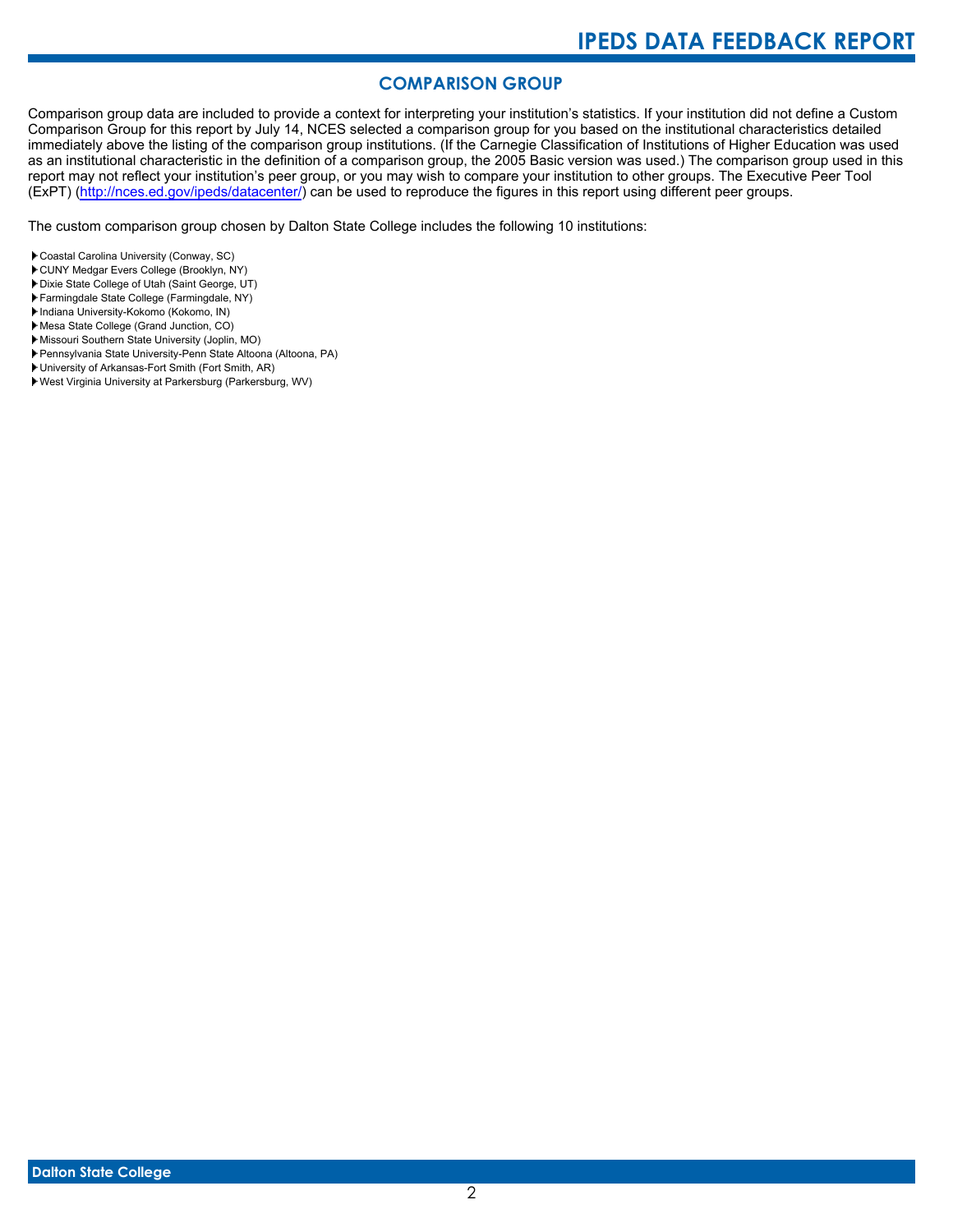## COMPARISON GROUP

Comparison group data are included to provide a context for interpreting your institution's statistics. If your institution did not define a Custom Comparison Group for this report by July 14, NCES selected a comparison group for you based on the institutional characteristics detailed immediately above the listing of the comparison group institutions. (If the Carnegie Classification of Institutions of Higher Education was used as an institutional characteristic in the definition of a comparison group, the 2005 Basic version was used.) The comparison group used in this report may not reflect your institution's peer group, or you may wish to compare your institution to other groups. The Executive Peer Tool (ExPT) (http://nces.ed.gov/ipeds/datacenter/) can be used to reproduce the figures in this report using different peer groups.

The custom comparison group chosen by Dalton State College includes the following 10 institutions:

- Coastal Carolina University (Conway, SC)
- CUNY Medgar Evers College (Brooklyn, NY)
- Dixie State College of Utah (Saint George, UT)
- Farmingdale State College (Farmingdale, NY)
- Indiana University-Kokomo (Kokomo, IN)
- Mesa State College (Grand Junction, CO)
- Missouri Southern State University (Joplin, MO)
- Pennsylvania State University-Penn State Altoona (Altoona, PA)
- University of Arkansas-Fort Smith (Fort Smith, AR)
- West Virginia University at Parkersburg (Parkersburg, WV)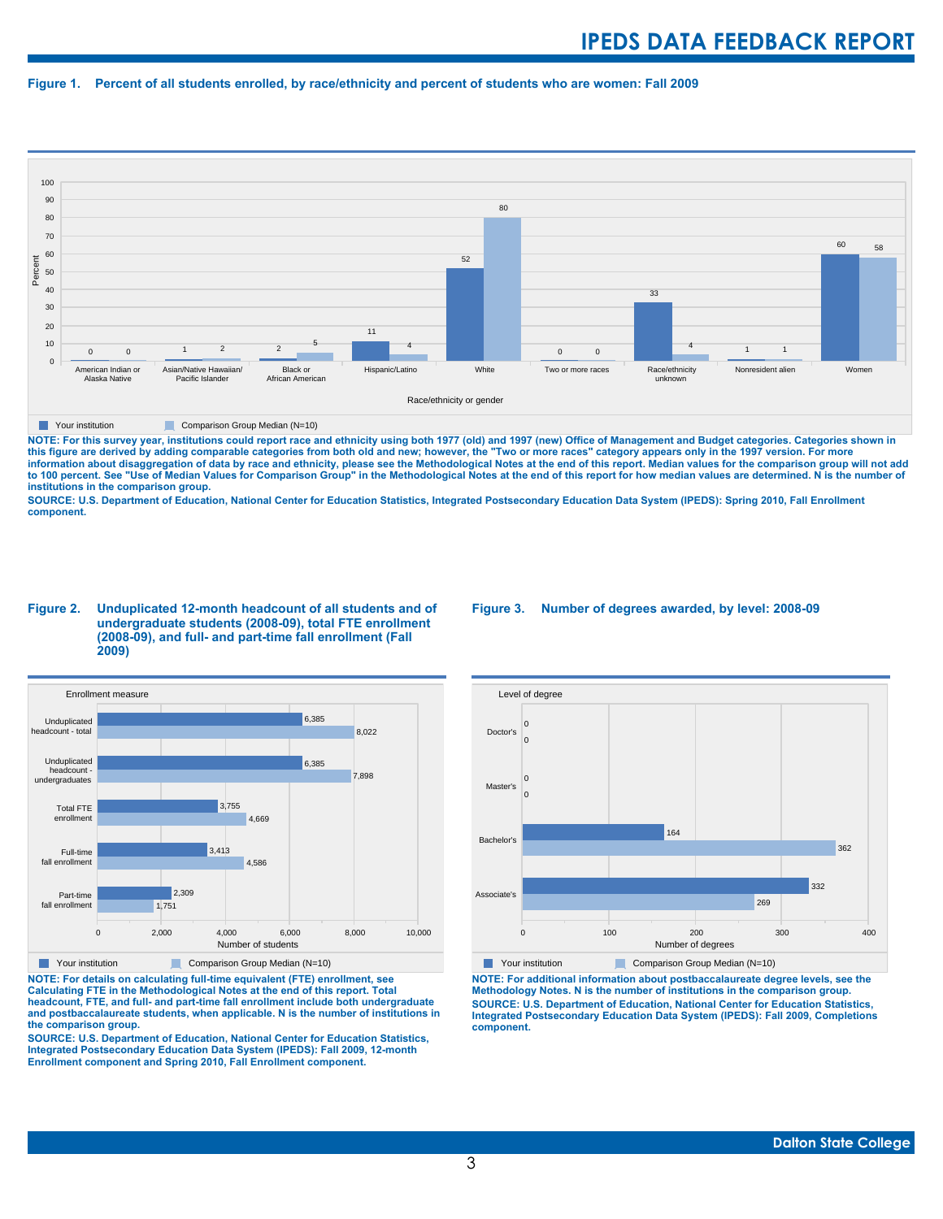# Figure 1. Percent of all students enrolled, by race/ethnicity and percent of students who are women: Fall 2009

| Race/ethnicity or gender | Your institution | Comparison Group Median (N=10) |
|---|---|---|
| American Indian or Alaska Native | 0 | 0 |
| Asian/Native Hawaiian/ Pacific Islander | 1 | 2 |
| Black or African American | 2 | 5 |
| Hispanic/Latino | 11 | 4 |
| White | 52 | 80 |
| Two or more races | 0 | 0 |
| Race/ethnicity unknown | 33 | 4 |
| Nonresident alien | 1 | 1 |
| Women | 60 | 58 |

**NOTE: For this survey year, institutions could report race and ethnicity using both 1977 (old) and 1997 (new) Office of Management and Budget categories. Categories shown in this figure are derived by adding comparable categories from both old and new; however, the "Two or more races" category appears only in the 1997 version. For more information about disaggregation of data by race and ethnicity, please see the Methodological Notes at the end of this report. Median values for the comparison group will not add to 100 percent. See "Use of Median Values for Comparison Group" in the Methodological Notes at the end of this report for how median values are determined. N is the number of institutions in the comparison group.**

**SOURCE: U.S. Department of Education, National Center for Education Statistics, Integrated Postsecondary Education Data System (IPEDS): Spring 2010, Fall Enrollment component.**

# Figure 2. Unduplicated 12-month headcount of all students and of undergraduate students (2008-09), total FTE enrollment (2008-09), and full- and part-time fall enrollment (Fall 2009)

| Enrollment measure | Your institution | Comparison Group Median (N=10) |
|---|---|---|
| Unduplicated headcount - total | 6,385 | 8,022 |
| Unduplicated headcount - undergraduates | 6,385 | 7,898 |
| Total FTE enrollment | 3,755 | 4,669 |
| Full-time fall enrollment | 3,413 | 4,586 |
| Part-time fall enrollment | 2,309 | 1,751 |

**NOTE: For details on calculating full-time equivalent (FTE) enrollment, see Calculating FTE in the Methodological Notes at the end of this report. Total headcount, FTE, and full- and part-time fall enrollment include both undergraduate and postbaccalaureate students, when applicable. N is the number of institutions in the comparison group.**

**SOURCE: U.S. Department of Education, National Center for Education Statistics, Integrated Postsecondary Education Data System (IPEDS): Fall 2009, 12-month Enrollment component and Spring 2010, Fall Enrollment component.**

# Figure 3. Number of degrees awarded, by level: 2008-09

| Level of degree | Your institution | Comparison Group Median (N=10) |
|---|---|---|
| Doctor's | 0 | 0 |
| Master's | 0 | 0 |
| Bachelor's | 164 | 362 |
| Associate's | 332 | 269 |

**NOTE: For additional information about postbaccalaureate degree levels, see the Methodology Notes. N is the number of institutions in the comparison group.**

**SOURCE: U.S. Department of Education, National Center for Education Statistics, Integrated Postsecondary Education Data System (IPEDS): Fall 2009, Completions component.**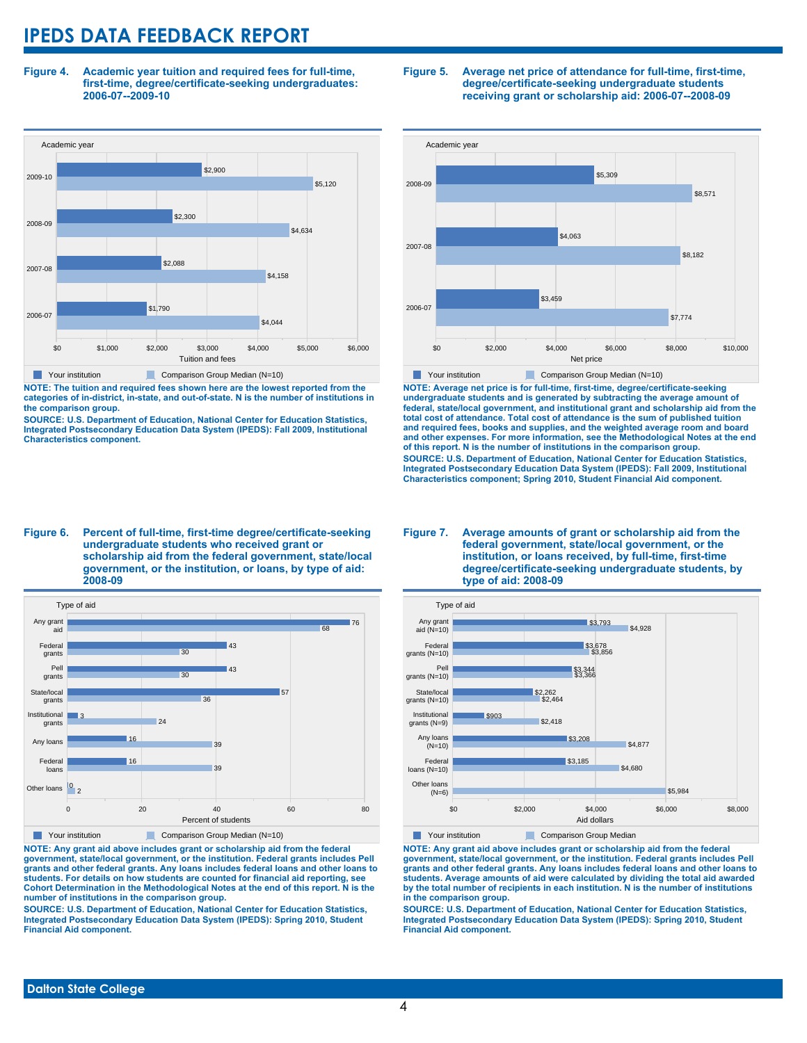# IPEDS DATA FEEDBACK REPORT

**Figure 4. Academic year tuition and required fees for full-time, first-time, degree/certificate-seeking undergraduates: 2006-07--2009-10**

| Academic year | Your institution | Comparison Group Median (N=10) |
|---|---|---|
| 2009-10 | $2,900 | $5,120 |
| 2008-09 | $2,300 | $4,634 |
| 2007-08 | $2,088 | $4,158 |
| 2006-07 | $1,790 | $4,044 |

**NOTE: The tuition and required fees shown here are the lowest reported from the categories of in-district, in-state, and out-of-state. N is the number of institutions in the comparison group.**

**SOURCE: U.S. Department of Education, National Center for Education Statistics, Integrated Postsecondary Education Data System (IPEDS): Fall 2009, Institutional Characteristics component.**

**Figure 5. Average net price of attendance for full-time, first-time, degree/certificate-seeking undergraduate students receiving grant or scholarship aid: 2006-07--2008-09**

| Academic year | Your institution | Comparison Group Median (N=10) |
|---|---|---|
| 2008-09 | $5,309 | $8,571 |
| 2007-08 | $4,063 | $8,182 |
| 2006-07 | $3,459 | $7,774 |

**NOTE: Average net price is for full-time, first-time, degree/certificate-seeking undergraduate students and is generated by subtracting the average amount of federal, state/local government, and institutional grant and scholarship aid from the total cost of attendance. Total cost of attendance is the sum of published tuition and required fees, books and supplies, and the weighted average room and board and other expenses. For more information, see the Methodological Notes at the end of this report. N is the number of institutions in the comparison group.**

**SOURCE: U.S. Department of Education, National Center for Education Statistics, Integrated Postsecondary Education Data System (IPEDS): Fall 2009, Institutional Characteristics component; Spring 2010, Student Financial Aid component.**

**Figure 6. Percent of full-time, first-time degree/certificate-seeking undergraduate students who received grant or scholarship aid from the federal government, state/local government, or the institution, or loans, by type of aid: 2008-09**

| Type of aid | Your institution | Comparison Group Median (N=10) |
|---|---|---|
| Any grant aid | 76 | 68 |
| Federal grants | 43 | 30 |
| Pell grants | 43 | 30 |
| State/local grants | 57 | 36 |
| Institutional grants | 3 | 24 |
| Any loans | 16 | 39 |
| Federal loans | 16 | 39 |
| Other loans | 0 | 2 |

**NOTE: Any grant aid above includes grant or scholarship aid from the federal government, state/local government, or the institution. Federal grants includes Pell grants and other federal grants. Any loans includes federal loans and other loans to students. For details on how students are counted for financial aid reporting, see Cohort Determination in the Methodological Notes at the end of this report. N is the number of institutions in the comparison group.**

**SOURCE: U.S. Department of Education, National Center for Education Statistics, Integrated Postsecondary Education Data System (IPEDS): Spring 2010, Student Financial Aid component.**

**Figure 7. Average amounts of grant or scholarship aid from the federal government, state/local government, or the institution, or loans received, by full-time, first-time degree/certificate-seeking undergraduate students, by type of aid: 2008-09**

| Type of aid | Your institution | Comparison Group Median |
|---|---|---|
| Any grant aid (N=10) | $3,793 | $4,928 |
| Federal grants (N=10) | $3,678 | $3,856 |
| Pell grants (N=10) | $3,344 | $3,366 |
| State/local grants (N=10) | $2,262 | $2,464 |
| Institutional grants (N=9) | $903 | $2,418 |
| Any loans (N=10) | $3,208 | $4,877 |
| Federal loans (N=10) | $3,185 | $4,680 |
| Other loans (N=6) | | $5,984 |

**NOTE: Any grant aid above includes grant or scholarship aid from the federal government, state/local government, or the institution. Federal grants includes Pell grants and other federal grants. Any loans includes federal loans and other loans to students. Average amounts of aid were calculated by dividing the total aid awarded by the total number of recipients in each institution. N is the number of institutions in the comparison group.**

**SOURCE: U.S. Department of Education, National Center for Education Statistics, Integrated Postsecondary Education Data System (IPEDS): Spring 2010, Student Financial Aid component.**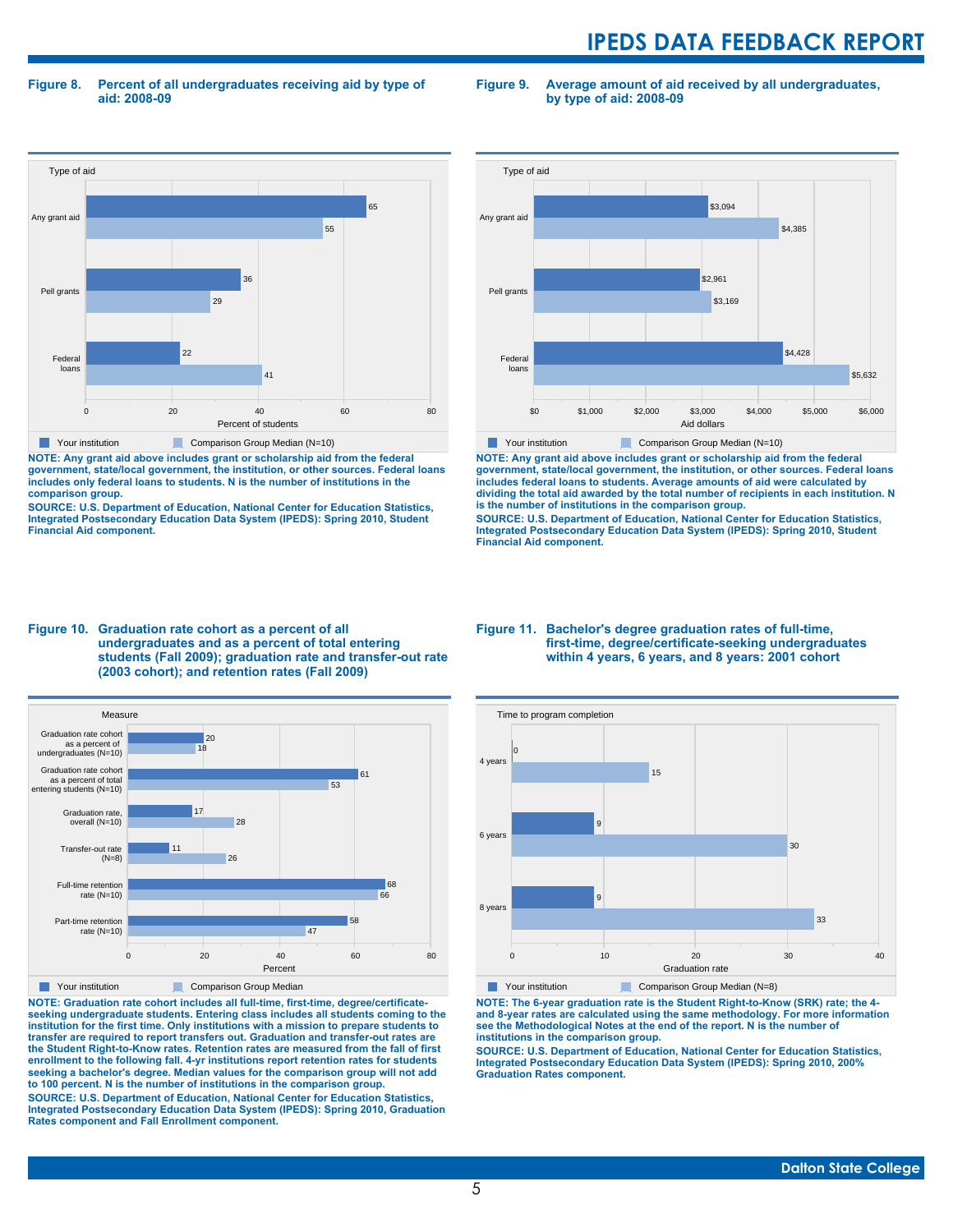**Figure 8. Percent of all undergraduates receiving aid by type of aid: 2008-09**

| Type of aid | Your institution | Comparison Group Median (N=10) |
|---|---|---|
| Any grant aid | 65 | 55 |
| Pell grants | 36 | 29 |
| Federal loans | 22 | 41 |

Percent of students

NOTE: Any grant aid above includes grant or scholarship aid from the federal government, state/local government, the institution, or other sources. Federal loans includes only federal loans to students. N is the number of institutions in the comparison group.

SOURCE: U.S. Department of Education, National Center for Education Statistics, Integrated Postsecondary Education Data System (IPEDS): Spring 2010, Student Financial Aid component.

**Figure 9. Average amount of aid received by all undergraduates, by type of aid: 2008-09**

| Type of aid | Your institution | Comparison Group Median (N=10) |
|---|---|---|
| Any grant aid | $3,094 | $4,385 |
| Pell grants | $2,961 | $3,169 |
| Federal loans | $4,428 | $5,632 |

Aid dollars

NOTE: Any grant aid above includes grant or scholarship aid from the federal government, state/local government, the institution, or other sources. Federal loans includes federal loans to students. Average amounts of aid were calculated by dividing the total aid awarded by the total number of recipients in each institution. N is the number of institutions in the comparison group.

SOURCE: U.S. Department of Education, National Center for Education Statistics, Integrated Postsecondary Education Data System (IPEDS): Spring 2010, Student Financial Aid component.

**Figure 10. Graduation rate cohort as a percent of all undergraduates and as a percent of total entering students (Fall 2009); graduation rate and transfer-out rate (2003 cohort); and retention rates (Fall 2009)**

| Measure | Your institution | Comparison Group Median |
|---|---|---|
| Graduation rate cohort as a percent of undergraduates (N=10) | 20 | 18 |
| Graduation rate cohort as a percent of total entering students (N=10) | 61 | 53 |
| Graduation rate, overall (N=10) | 17 | 28 |
| Transfer-out rate (N=8) | 11 | 26 |
| Full-time retention rate (N=10) | 68 | 66 |
| Part-time retention rate (N=10) | 58 | 47 |

Percent

NOTE: Graduation rate cohort includes all full-time, first-time, degree/certificate-seeking undergraduate students. Entering class includes all students coming to the institution for the first time. Only institutions with a mission to prepare students to transfer are required to report transfers out. Graduation and transfer-out rates are the Student Right-to-Know rates. Retention rates are measured from the fall of first enrollment to the following fall. 4-yr institutions report retention rates for students seeking a bachelor's degree. Median values for the comparison group will not add to 100 percent. N is the number of institutions in the comparison group.

SOURCE: U.S. Department of Education, National Center for Education Statistics, Integrated Postsecondary Education Data System (IPEDS): Spring 2010, Graduation Rates component and Fall Enrollment component.

**Figure 11. Bachelor's degree graduation rates of full-time, first-time, degree/certificate-seeking undergraduates within 4 years, 6 years, and 8 years: 2001 cohort**

| Time to program completion | Your institution | Comparison Group Median (N=8) |
|---|---|---|
| 4 years | 0 | 15 |
| 6 years | 9 | 30 |
| 8 years | 9 | 33 |

Graduation rate

NOTE: The 6-year graduation rate is the Student Right-to-Know (SRK) rate; the 4- and 8-year rates are calculated using the same methodology. For more information see the Methodological Notes at the end of the report. N is the number of institutions in the comparison group.

SOURCE: U.S. Department of Education, National Center for Education Statistics, Integrated Postsecondary Education Data System (IPEDS): Spring 2010, 200% Graduation Rates component.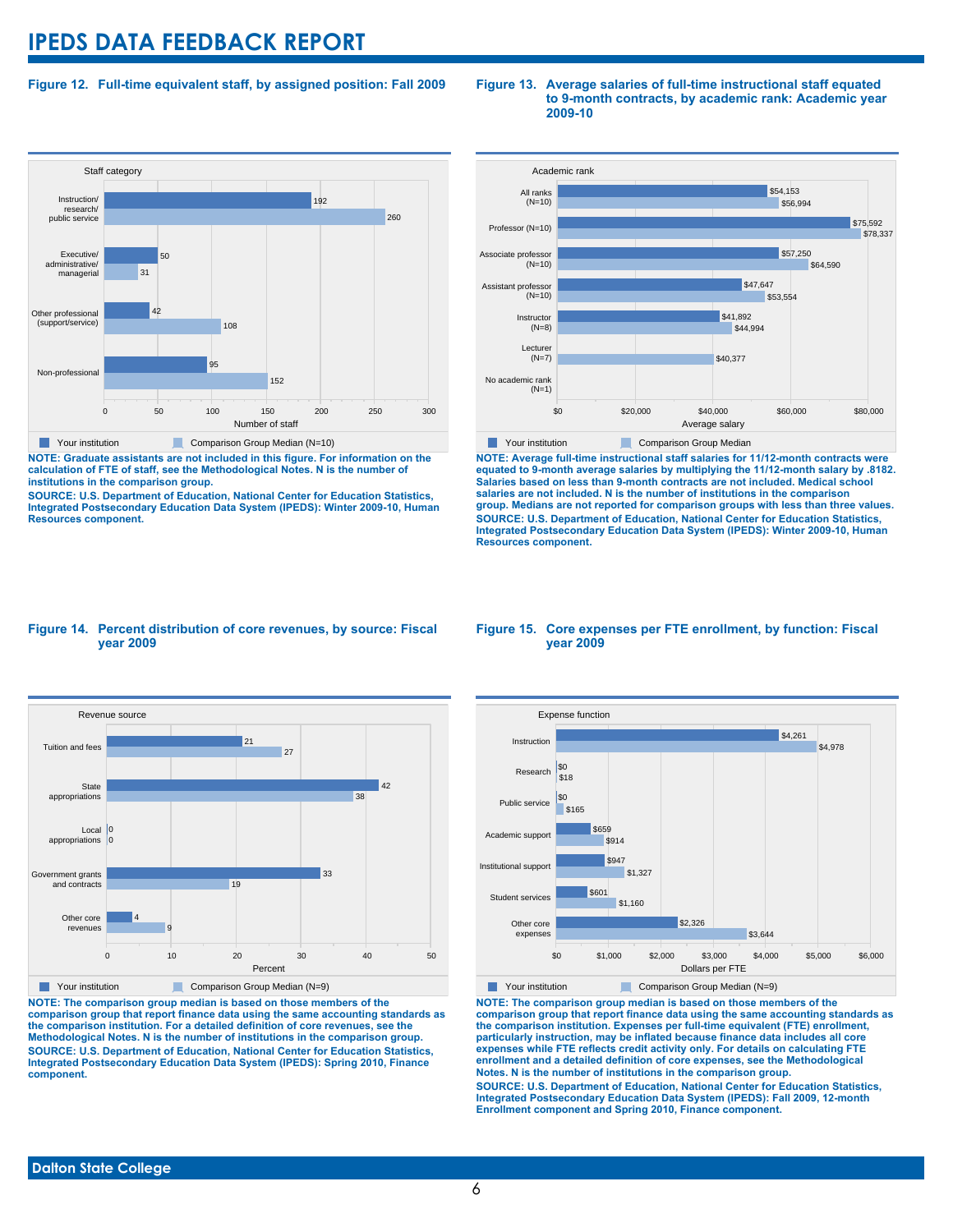## Figure 12. Full-time equivalent staff, by assigned position: Fall 2009

| Staff category | Your institution | Comparison Group Median (N=10) |
|---|---|---|
| Instruction/ research/ public service | 192 | 260 |
| Executive/ administrative/ managerial | 50 | 31 |
| Other professional (support/service) | 42 | 108 |
| Non-professional | 95 | 152 |

**NOTE: Graduate assistants are not included in this figure. For information on the calculation of FTE of staff, see the Methodological Notes. N is the number of institutions in the comparison group.**

**SOURCE: U.S. Department of Education, National Center for Education Statistics, Integrated Postsecondary Education Data System (IPEDS): Winter 2009-10, Human Resources component.**

## Figure 13. Average salaries of full-time instructional staff equated to 9-month contracts, by academic rank: Academic year 2009-10

| Academic rank | Your institution | Comparison Group Median |
|---|---|---|
| All ranks (N=10) | $54,153 | $56,994 |
| Professor (N=10) | $75,592 | $78,337 |
| Associate professor (N=10) | $57,250 | $64,590 |
| Assistant professor (N=10) | $47,647 | $53,554 |
| Instructor (N=8) | $41,892 | $44,994 |
| Lecturer (N=7) | | $40,377 |
| No academic rank (N=1) | | |

**NOTE: Average full-time instructional staff salaries for 11/12-month contracts were equated to 9-month average salaries by multiplying the 11/12-month salary by .8182. Salaries based on less than 9-month contracts are not included. Medical school salaries are not included. N is the number of institutions in the comparison group. Medians are not reported for comparison groups with less than three values.**

**SOURCE: U.S. Department of Education, National Center for Education Statistics, Integrated Postsecondary Education Data System (IPEDS): Winter 2009-10, Human Resources component.**

## Figure 14. Percent distribution of core revenues, by source: Fiscal year 2009

| Revenue source | Your institution | Comparison Group Median (N=9) |
|---|---|---|
| Tuition and fees | 21 | 27 |
| State appropriations | 42 | 38 |
| Local appropriations | 0 | 0 |
| Government grants and contracts | 33 | 19 |
| Other core revenues | 4 | 9 |

**NOTE: The comparison group median is based on those members of the comparison group that report finance data using the same accounting standards as the comparison institution. For a detailed definition of core revenues, see the Methodological Notes. N is the number of institutions in the comparison group.**

**SOURCE: U.S. Department of Education, National Center for Education Statistics, Integrated Postsecondary Education Data System (IPEDS): Spring 2010, Finance component.**

## Figure 15. Core expenses per FTE enrollment, by function: Fiscal year 2009

| Expense function | Your institution | Comparison Group Median (N=9) |
|---|---|---|
| Instruction | $4,261 | $4,978 |
| Research | $0 | $18 |
| Public service | $0 | $165 |
| Academic support | $659 | $914 |
| Institutional support | $947 | $1,327 |
| Student services | $601 | $1,160 |
| Other core expenses | $2,326 | $3,644 |

**NOTE: The comparison group median is based on those members of the comparison group that report finance data using the same accounting standards as the comparison institution. Expenses per full-time equivalent (FTE) enrollment, particularly instruction, may be inflated because finance data includes all core expenses while FTE reflects credit activity only. For details on calculating FTE enrollment and a detailed definition of core expenses, see the Methodological Notes. N is the number of institutions in the comparison group.**

**SOURCE: U.S. Department of Education, National Center for Education Statistics, Integrated Postsecondary Education Data System (IPEDS): Fall 2009, 12-month Enrollment component and Spring 2010, Finance component.**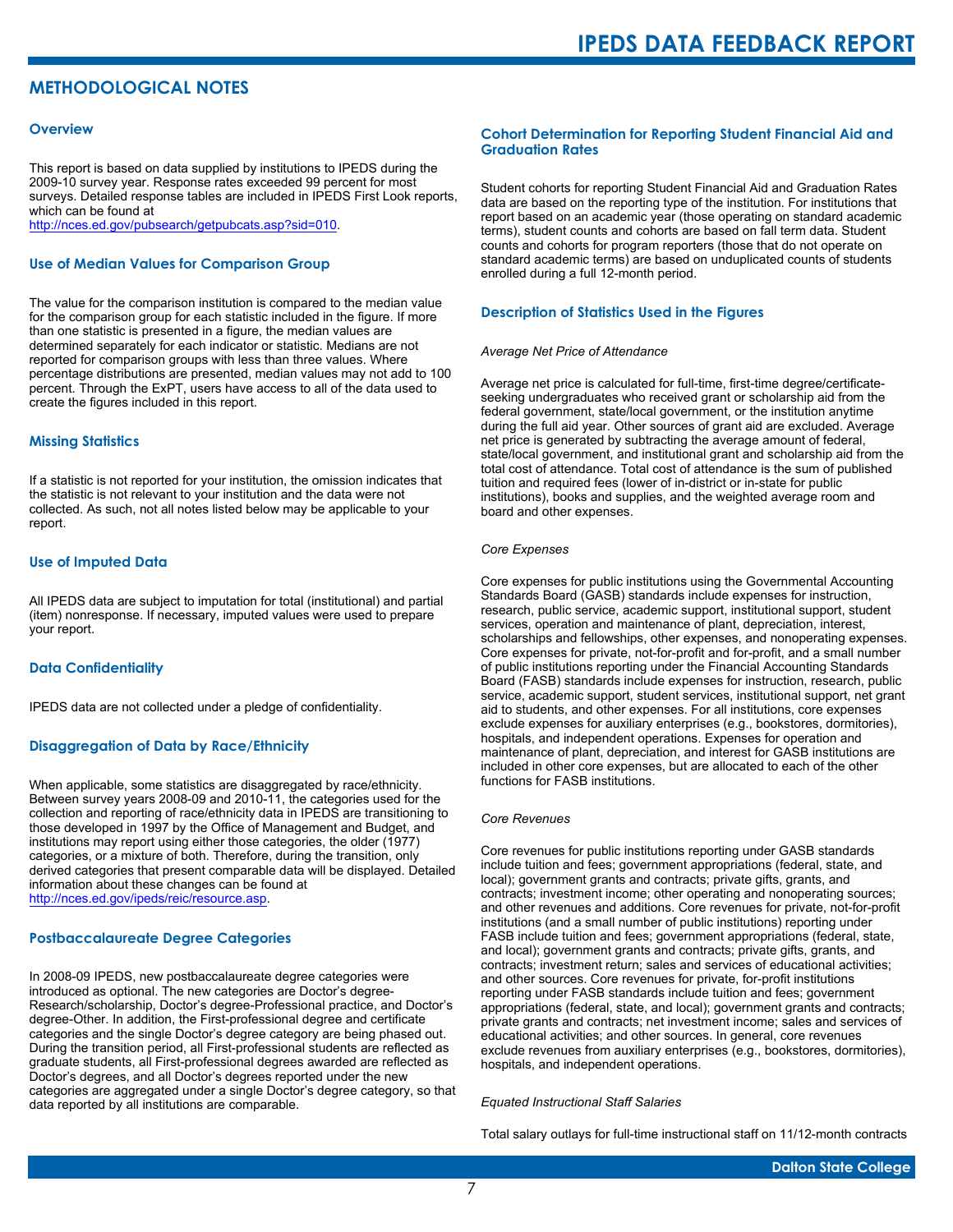# METHODOLOGICAL NOTES

## Overview

This report is based on data supplied by institutions to IPEDS during the 2009-10 survey year. Response rates exceeded 99 percent for most surveys. Detailed response tables are included in IPEDS First Look reports, which can be found at http://nces.ed.gov/pubsearch/getpubcats.asp?sid=010.

## Use of Median Values for Comparison Group

The value for the comparison institution is compared to the median value for the comparison group for each statistic included in the figure. If more than one statistic is presented in a figure, the median values are determined separately for each indicator or statistic. Medians are not reported for comparison groups with less than three values. Where percentage distributions are presented, median values may not add to 100 percent. Through the ExPT, users have access to all of the data used to create the figures included in this report.

## Missing Statistics

If a statistic is not reported for your institution, the omission indicates that the statistic is not relevant to your institution and the data were not collected. As such, not all notes listed below may be applicable to your report.

## Use of Imputed Data

All IPEDS data are subject to imputation for total (institutional) and partial (item) nonresponse. If necessary, imputed values were used to prepare your report.

## Data Confidentiality

IPEDS data are not collected under a pledge of confidentiality.

## Disaggregation of Data by Race/Ethnicity

When applicable, some statistics are disaggregated by race/ethnicity. Between survey years 2008-09 and 2010-11, the categories used for the collection and reporting of race/ethnicity data in IPEDS are transitioning to those developed in 1997 by the Office of Management and Budget, and institutions may report using either those categories, the older (1977) categories, or a mixture of both. Therefore, during the transition, only derived categories that present comparable data will be displayed. Detailed information about these changes can be found at http://nces.ed.gov/ipeds/reic/resource.asp.

## Postbaccalaureate Degree Categories

In 2008-09 IPEDS, new postbaccalaureate degree categories were introduced as optional. The new categories are Doctor's degree-Research/scholarship, Doctor's degree-Professional practice, and Doctor's degree-Other. In addition, the First-professional degree and certificate categories and the single Doctor's degree category are being phased out. During the transition period, all First-professional students are reflected as graduate students, all First-professional degrees awarded are reflected as Doctor's degrees, and all Doctor's degrees reported under the new categories are aggregated under a single Doctor's degree category, so that data reported by all institutions are comparable.

## Cohort Determination for Reporting Student Financial Aid and Graduation Rates

Student cohorts for reporting Student Financial Aid and Graduation Rates data are based on the reporting type of the institution. For institutions that report based on an academic year (those operating on standard academic terms), student counts and cohorts are based on fall term data. Student counts and cohorts for program reporters (those that do not operate on standard academic terms) are based on unduplicated counts of students enrolled during a full 12-month period.

## Description of Statistics Used in the Figures

*Average Net Price of Attendance*

Average net price is calculated for full-time, first-time degree/certificate-seeking undergraduates who received grant or scholarship aid from the federal government, state/local government, or the institution anytime during the full aid year. Other sources of grant aid are excluded. Average net price is generated by subtracting the average amount of federal, state/local government, and institutional grant and scholarship aid from the total cost of attendance. Total cost of attendance is the sum of published tuition and required fees (lower of in-district or in-state for public institutions), books and supplies, and the weighted average room and board and other expenses.

*Core Expenses*

Core expenses for public institutions using the Governmental Accounting Standards Board (GASB) standards include expenses for instruction, research, public service, academic support, institutional support, student services, operation and maintenance of plant, depreciation, interest, scholarships and fellowships, other expenses, and nonoperating expenses. Core expenses for private, not-for-profit and for-profit, and a small number of public institutions reporting under the Financial Accounting Standards Board (FASB) standards include expenses for instruction, research, public service, academic support, student services, institutional support, net grant aid to students, and other expenses. For all institutions, core expenses exclude expenses for auxiliary enterprises (e.g., bookstores, dormitories), hospitals, and independent operations. Expenses for operation and maintenance of plant, depreciation, and interest for GASB institutions are included in other core expenses, but are allocated to each of the other functions for FASB institutions.

*Core Revenues*

Core revenues for public institutions reporting under GASB standards include tuition and fees; government appropriations (federal, state, and local); government grants and contracts; private gifts, grants, and contracts; investment income; other operating and nonoperating sources; and other revenues and additions. Core revenues for private, not-for-profit institutions (and a small number of public institutions) reporting under FASB include tuition and fees; government appropriations (federal, state, and local); government grants and contracts; private gifts, grants, and contracts; investment return; sales and services of educational activities; and other sources. Core revenues for private, for-profit institutions reporting under FASB standards include tuition and fees; government appropriations (federal, state, and local); government grants and contracts; private grants and contracts; net investment income; sales and services of educational activities; and other sources. In general, core revenues exclude revenues from auxiliary enterprises (e.g., bookstores, dormitories), hospitals, and independent operations.

*Equated Instructional Staff Salaries*

Total salary outlays for full-time instructional staff on 11/12-month contracts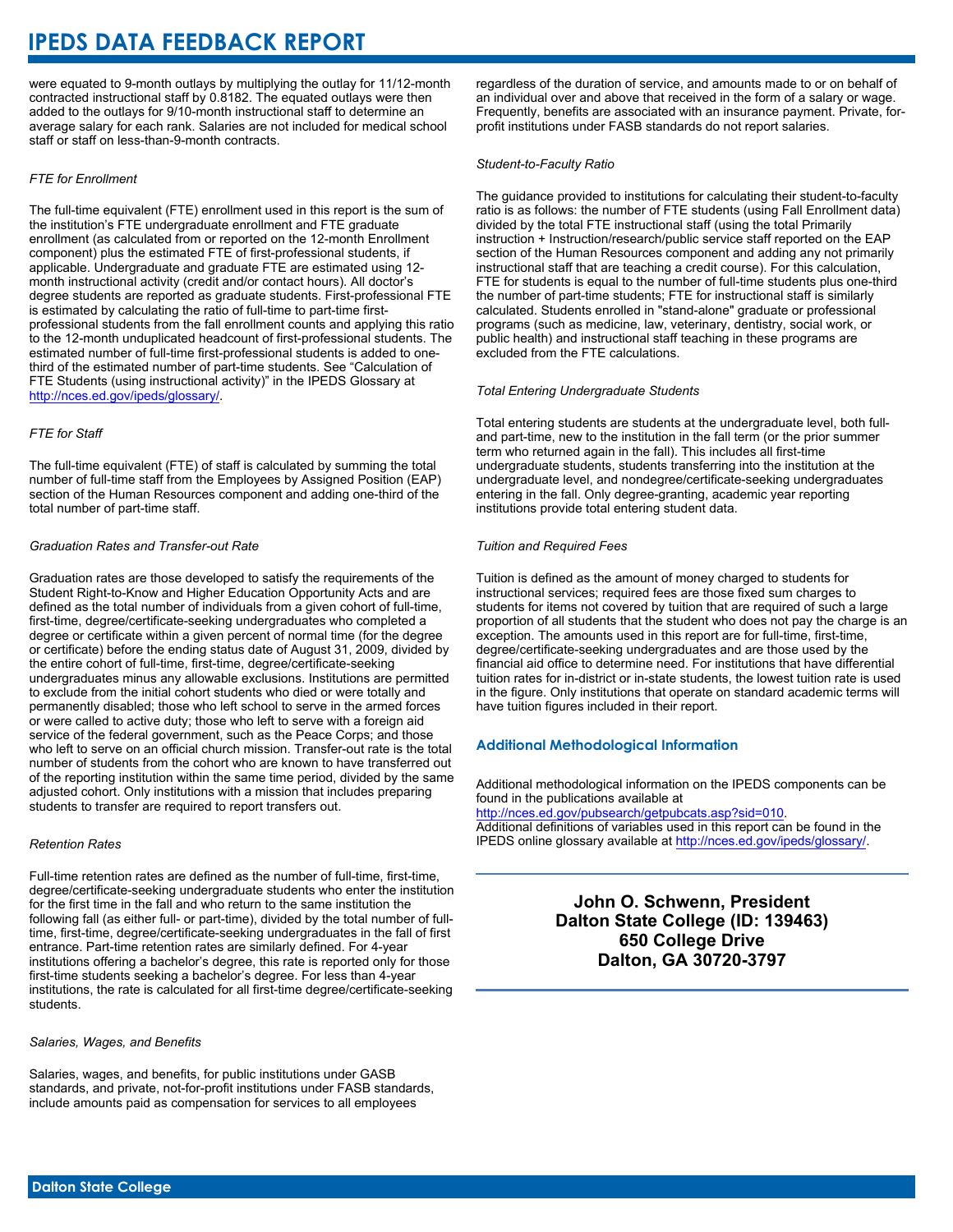were equated to 9-month outlays by multiplying the outlay for 11/12-month contracted instructional staff by 0.8182. The equated outlays were then added to the outlays for 9/10-month instructional staff to determine an average salary for each rank. Salaries are not included for medical school staff or staff on less-than-9-month contracts.

*FTE for Enrollment*

The full-time equivalent (FTE) enrollment used in this report is the sum of the institution's FTE undergraduate enrollment and FTE graduate enrollment (as calculated from or reported on the 12-month Enrollment component) plus the estimated FTE of first-professional students, if applicable. Undergraduate and graduate FTE are estimated using 12-month instructional activity (credit and/or contact hours). All doctor's degree students are reported as graduate students. First-professional FTE is estimated by calculating the ratio of full-time to part-time first-professional students from the fall enrollment counts and applying this ratio to the 12-month unduplicated headcount of first-professional students. The estimated number of full-time first-professional students is added to one-third of the estimated number of part-time students. See "Calculation of FTE Students (using instructional activity)" in the IPEDS Glossary at http://nces.ed.gov/ipeds/glossary/.

*FTE for Staff*

The full-time equivalent (FTE) of staff is calculated by summing the total number of full-time staff from the Employees by Assigned Position (EAP) section of the Human Resources component and adding one-third of the total number of part-time staff.

*Graduation Rates and Transfer-out Rate*

Graduation rates are those developed to satisfy the requirements of the Student Right-to-Know and Higher Education Opportunity Acts and are defined as the total number of individuals from a given cohort of full-time, first-time, degree/certificate-seeking undergraduates who completed a degree or certificate within a given percent of normal time (for the degree or certificate) before the ending status date of August 31, 2009, divided by the entire cohort of full-time, first-time, degree/certificate-seeking undergraduates minus any allowable exclusions. Institutions are permitted to exclude from the initial cohort students who died or were totally and permanently disabled; those who left school to serve in the armed forces or were called to active duty; those who left to serve with a foreign aid service of the federal government, such as the Peace Corps; and those who left to serve on an official church mission. Transfer-out rate is the total number of students from the cohort who are known to have transferred out of the reporting institution within the same time period, divided by the same adjusted cohort. Only institutions with a mission that includes preparing students to transfer are required to report transfers out.

*Retention Rates*

Full-time retention rates are defined as the number of full-time, first-time, degree/certificate-seeking undergraduate students who enter the institution for the first time in the fall and who return to the same institution the following fall (as either full- or part-time), divided by the total number of full-time, first-time, degree/certificate-seeking undergraduates in the fall of first entrance. Part-time retention rates are similarly defined. For 4-year institutions offering a bachelor's degree, this rate is reported only for those first-time students seeking a bachelor's degree. For less than 4-year institutions, the rate is calculated for all first-time degree/certificate-seeking students.

*Salaries, Wages, and Benefits*

Salaries, wages, and benefits, for public institutions under GASB standards, and private, not-for-profit institutions under FASB standards, include amounts paid as compensation for services to all employees regardless of the duration of service, and amounts made to or on behalf of an individual over and above that received in the form of a salary or wage. Frequently, benefits are associated with an insurance payment. Private, for-profit institutions under FASB standards do not report salaries.

*Student-to-Faculty Ratio*

The guidance provided to institutions for calculating their student-to-faculty ratio is as follows: the number of FTE students (using Fall Enrollment data) divided by the total FTE instructional staff (using the total Primarily instruction + Instruction/research/public service staff reported on the EAP section of the Human Resources component and adding any not primarily instructional staff that are teaching a credit course). For this calculation, FTE for students is equal to the number of full-time students plus one-third the number of part-time students; FTE for instructional staff is similarly calculated. Students enrolled in "stand-alone" graduate or professional programs (such as medicine, law, veterinary, dentistry, social work, or public health) and instructional staff teaching in these programs are excluded from the FTE calculations.

*Total Entering Undergraduate Students*

Total entering students are students at the undergraduate level, both full- and part-time, new to the institution in the fall term (or the prior summer term who returned again in the fall). This includes all first-time undergraduate students, students transferring into the institution at the undergraduate level, and nondegree/certificate-seeking undergraduates entering in the fall. Only degree-granting, academic year reporting institutions provide total entering student data.

*Tuition and Required Fees*

Tuition is defined as the amount of money charged to students for instructional services; required fees are those fixed sum charges to students for items not covered by tuition that are required of such a large proportion of all students that the student who does not pay the charge is an exception. The amounts used in this report are for full-time, first-time, degree/certificate-seeking undergraduates and are those used by the financial aid office to determine need. For institutions that have differential tuition rates for in-district or in-state students, the lowest tuition rate is used in the figure. Only institutions that operate on standard academic terms will have tuition figures included in their report.

## Additional Methodological Information

Additional methodological information on the IPEDS components can be found in the publications available at http://nces.ed.gov/pubsearch/getpubcats.asp?sid=010.
Additional definitions of variables used in this report can be found in the IPEDS online glossary available at http://nces.ed.gov/ipeds/glossary/.

**John O. Schwenn, President**
**Dalton State College (ID: 139463)**
**650 College Drive**
**Dalton, GA 30720-3797**